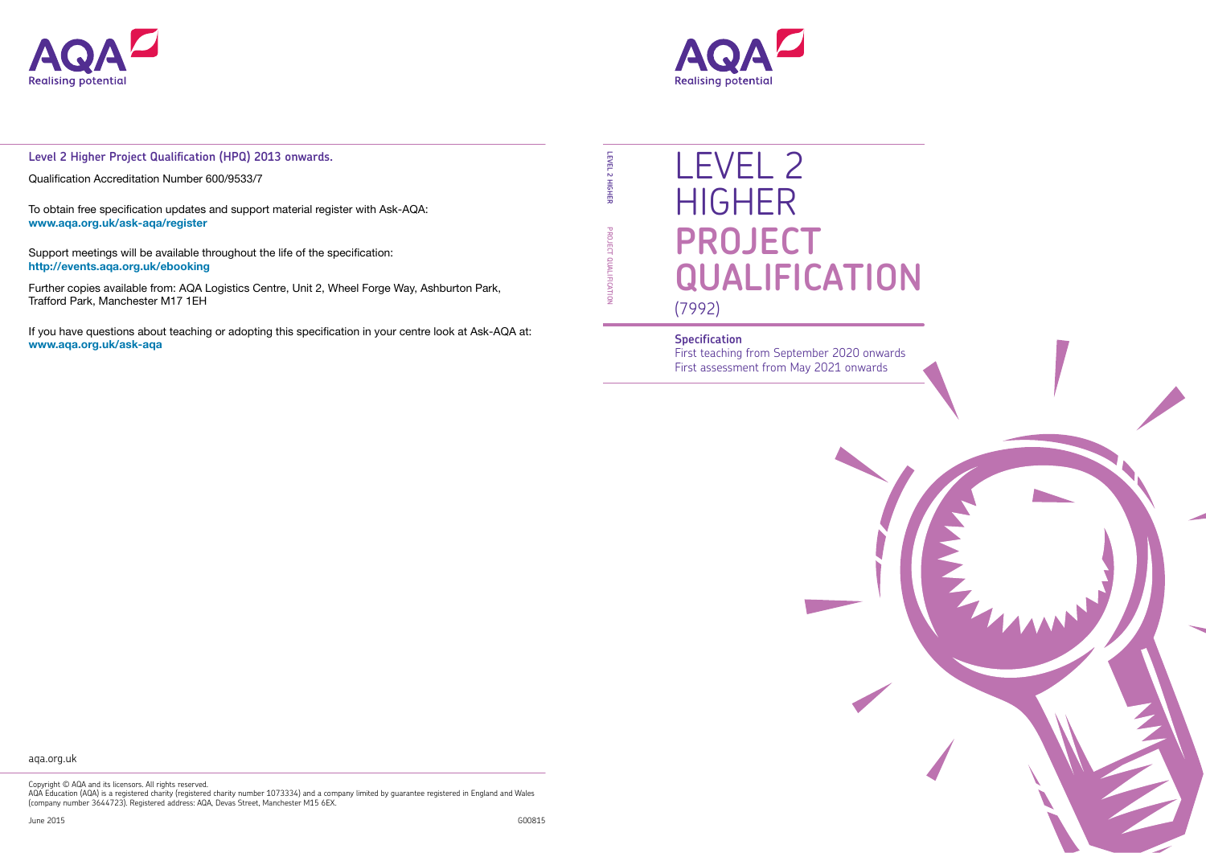AQA
Realising potential

**Level 2 Higher Project Qualification (HPQ) 2013 onwards.**

Qualification Accreditation Number 600/9533/7

To obtain free specification updates and support material register with Ask-AQA:
**www.aqa.org.uk/ask-aqa/register**

Support meetings will be available throughout the life of the specification:
**http://events.aqa.org.uk/ebooking**

Further copies available from: AQA Logistics Centre, Unit 2, Wheel Forge Way, Ashburton Park, Trafford Park, Manchester M17 1EH

If you have questions about teaching or adopting this specification in your centre look at Ask-AQA at:
**www.aqa.org.uk/ask-aqa**

aqa.org.uk

Copyright © AQA and its licensors. All rights reserved.
AQA Education (AQA) is a registered charity (registered charity number 1073334) and a company limited by guarantee registered in England and Wales (company number 3644723). Registered address: AQA, Devas Street, Manchester M15 6EX.

June 2015

G00815

AQA
Realising potential

# LEVEL 2 HIGHER PROJECT QUALIFICATION

(7992)

**Specification**

First teaching from September 2020 onwards
First assessment from May 2021 onwards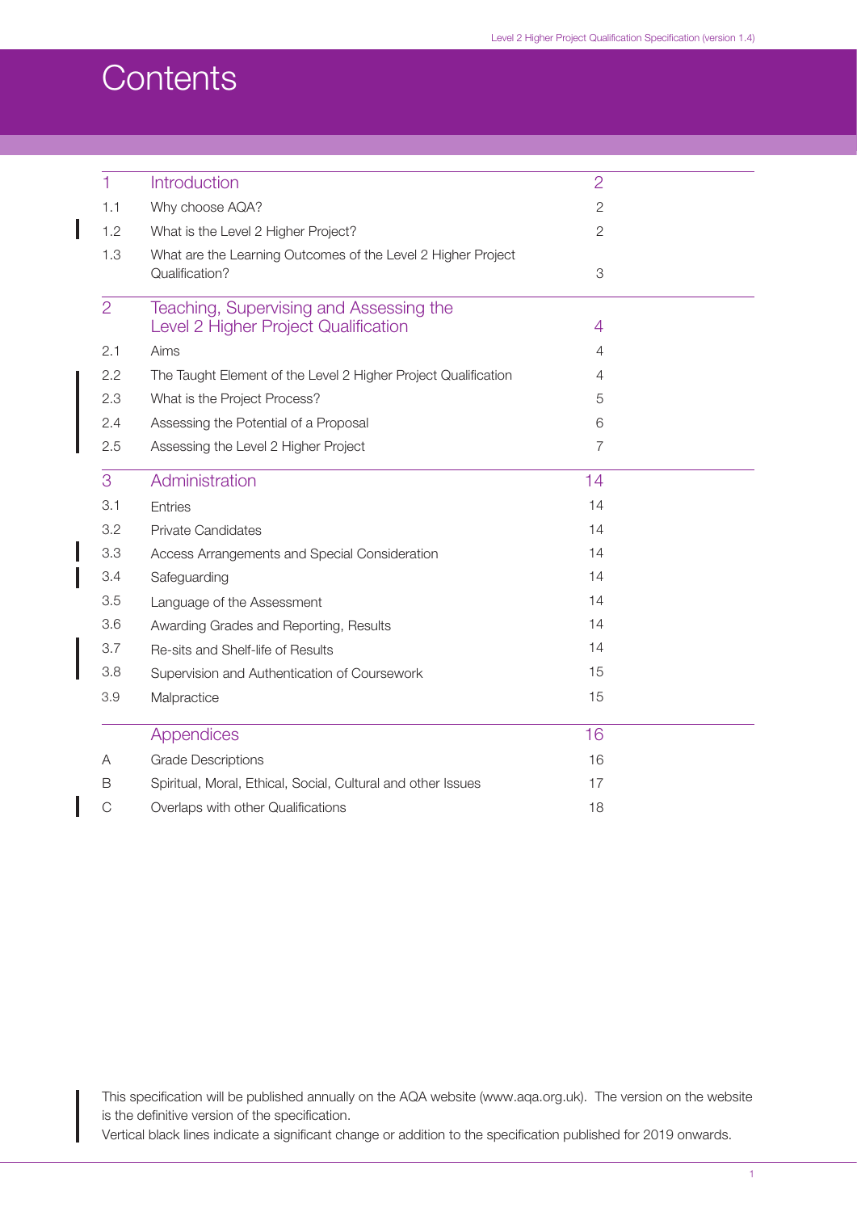# Contents

| | | |
|---|---|---|
| **1** | **Introduction** | **2** |
| 1.1 | Why choose AQA? | 2 |
| 1.2 | What is the Level 2 Higher Project? | 2 |
| 1.3 | What are the Learning Outcomes of the Level 2 Higher Project Qualification? | 3 |
| **2** | **Teaching, Supervising and Assessing the Level 2 Higher Project Qualification** | **4** |
| 2.1 | Aims | 4 |
| 2.2 | The Taught Element of the Level 2 Higher Project Qualification | 4 |
| 2.3 | What is the Project Process? | 5 |
| 2.4 | Assessing the Potential of a Proposal | 6 |
| 2.5 | Assessing the Level 2 Higher Project | 7 |
| **3** | **Administration** | **14** |
| 3.1 | Entries | 14 |
| 3.2 | Private Candidates | 14 |
| 3.3 | Access Arrangements and Special Consideration | 14 |
| 3.4 | Safeguarding | 14 |
| 3.5 | Language of the Assessment | 14 |
| 3.6 | Awarding Grades and Reporting, Results | 14 |
| 3.7 | Re-sits and Shelf-life of Results | 14 |
| 3.8 | Supervision and Authentication of Coursework | 15 |
| 3.9 | Malpractice | 15 |
| | **Appendices** | **16** |
| A | Grade Descriptions | 16 |
| B | Spiritual, Moral, Ethical, Social, Cultural and other Issues | 17 |
| C | Overlaps with other Qualifications | 18 |

This specification will be published annually on the AQA website (www.aqa.org.uk). The version on the website is the definitive version of the specification.

Vertical black lines indicate a significant change or addition to the specification published for 2019 onwards.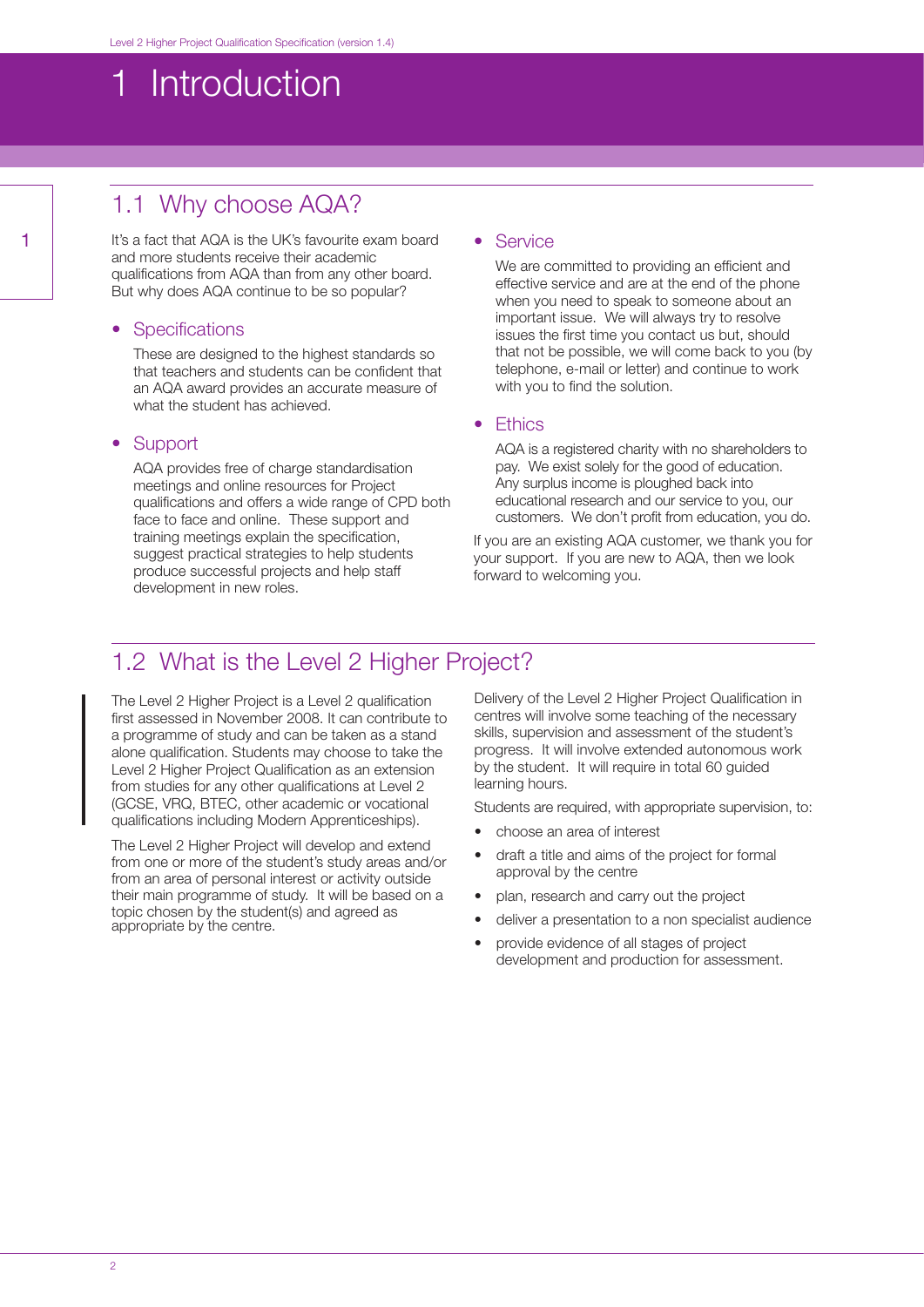# 1 Introduction

## 1.1 Why choose AQA?

It's a fact that AQA is the UK's favourite exam board and more students receive their academic qualifications from AQA than from any other board. But why does AQA continue to be so popular?

- **Specifications**

  These are designed to the highest standards so that teachers and students can be confident that an AQA award provides an accurate measure of what the student has achieved.

- **Support**

  AQA provides free of charge standardisation meetings and online resources for Project qualifications and offers a wide range of CPD both face to face and online. These support and training meetings explain the specification, suggest practical strategies to help students produce successful projects and help staff development in new roles.

- **Service**

  We are committed to providing an efficient and effective service and are at the end of the phone when you need to speak to someone about an important issue. We will always try to resolve issues the first time you contact us but, should that not be possible, we will come back to you (by telephone, e-mail or letter) and continue to work with you to find the solution.

- **Ethics**

  AQA is a registered charity with no shareholders to pay. We exist solely for the good of education. Any surplus income is ploughed back into educational research and our service to you, our customers. We don't profit from education, you do.

If you are an existing AQA customer, we thank you for your support. If you are new to AQA, then we look forward to welcoming you.

## 1.2 What is the Level 2 Higher Project?

The Level 2 Higher Project is a Level 2 qualification first assessed in November 2008. It can contribute to a programme of study and can be taken as a stand alone qualification. Students may choose to take the Level 2 Higher Project Qualification as an extension from studies for any other qualifications at Level 2 (GCSE, VRQ, BTEC, other academic or vocational qualifications including Modern Apprenticeships).

The Level 2 Higher Project will develop and extend from one or more of the student's study areas and/or from an area of personal interest or activity outside their main programme of study. It will be based on a topic chosen by the student(s) and agreed as appropriate by the centre.

Delivery of the Level 2 Higher Project Qualification in centres will involve some teaching of the necessary skills, supervision and assessment of the student's progress. It will involve extended autonomous work by the student. It will require in total 60 guided learning hours.

Students are required, with appropriate supervision, to:

- choose an area of interest
- draft a title and aims of the project for formal approval by the centre
- plan, research and carry out the project
- deliver a presentation to a non specialist audience
- provide evidence of all stages of project development and production for assessment.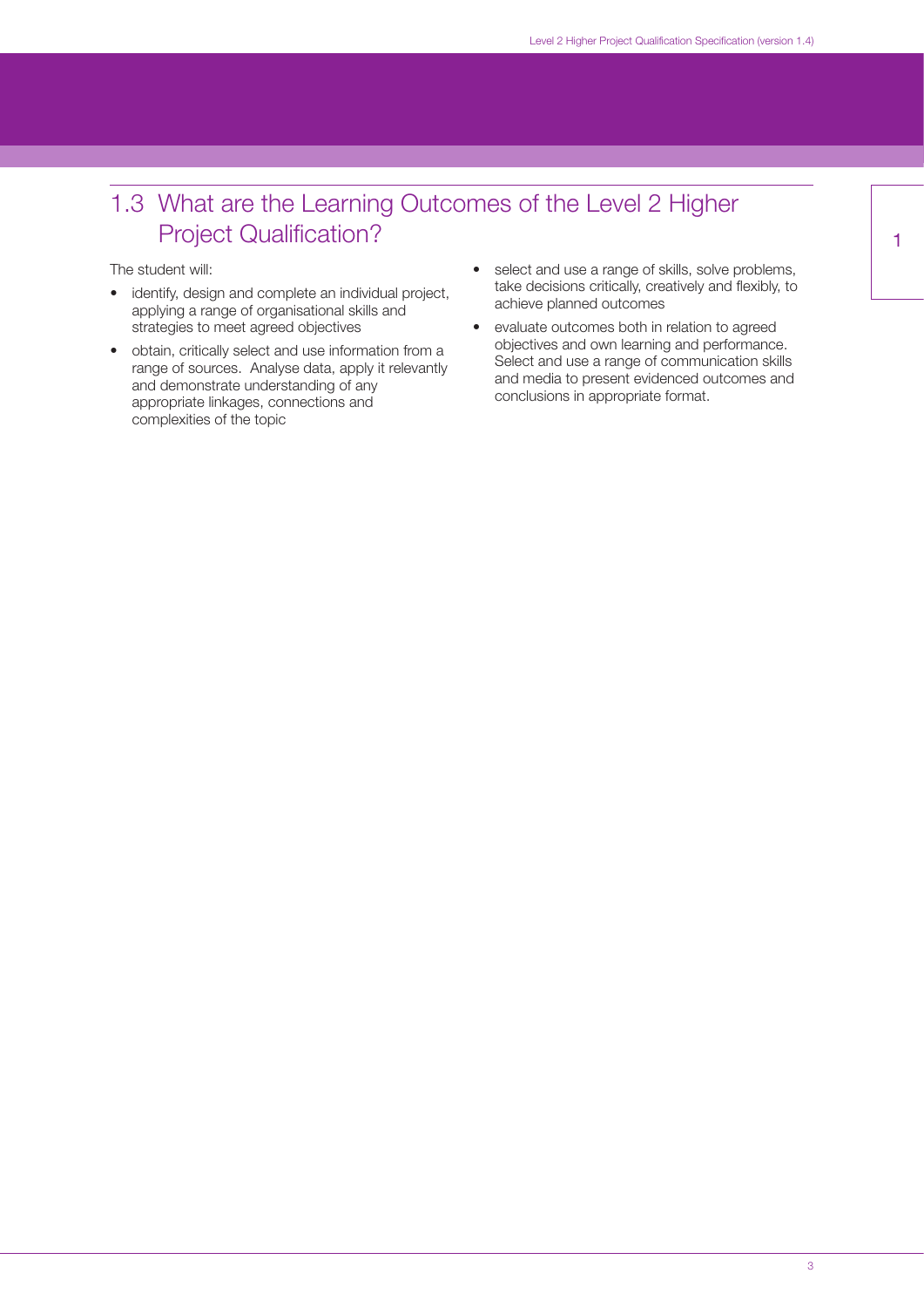## 1.3 What are the Learning Outcomes of the Level 2 Higher Project Qualification?

The student will:

- identify, design and complete an individual project, applying a range of organisational skills and strategies to meet agreed objectives
- obtain, critically select and use information from a range of sources. Analyse data, apply it relevantly and demonstrate understanding of any appropriate linkages, connections and complexities of the topic
- select and use a range of skills, solve problems, take decisions critically, creatively and flexibly, to achieve planned outcomes
- evaluate outcomes both in relation to agreed objectives and own learning and performance. Select and use a range of communication skills and media to present evidenced outcomes and conclusions in appropriate format.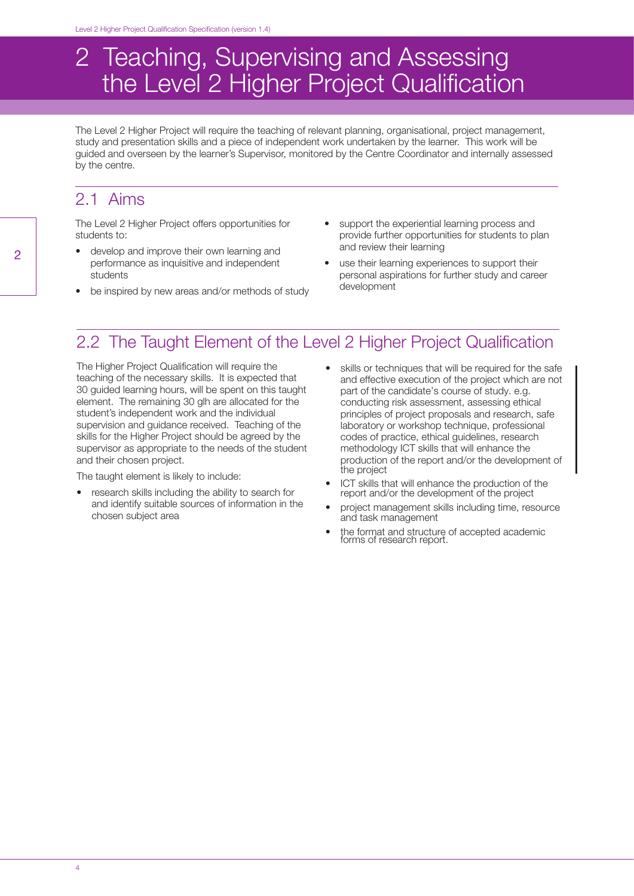# 2 Teaching, Supervising and Assessing the Level 2 Higher Project Qualification

The Level 2 Higher Project will require the teaching of relevant planning, organisational, project management, study and presentation skills and a piece of independent work undertaken by the learner. This work will be guided and overseen by the learner's Supervisor, monitored by the Centre Coordinator and internally assessed by the centre.

## 2.1 Aims

The Level 2 Higher Project offers opportunities for students to:

- develop and improve their own learning and performance as inquisitive and independent students
- be inspired by new areas and/or methods of study
- support the experiential learning process and provide further opportunities for students to plan and review their learning
- use their learning experiences to support their personal aspirations for further study and career development

## 2.2 The Taught Element of the Level 2 Higher Project Qualification

The Higher Project Qualification will require the teaching of the necessary skills. It is expected that 30 guided learning hours, will be spent on this taught element. The remaining 30 glh are allocated for the student's independent work and the individual supervision and guidance received. Teaching of the skills for the Higher Project should be agreed by the supervisor as appropriate to the needs of the student and their chosen project.

The taught element is likely to include:

- research skills including the ability to search for and identify suitable sources of information in the chosen subject area
- skills or techniques that will be required for the safe and effective execution of the project which are not part of the candidate's course of study. e.g. conducting risk assessment, assessing ethical principles of project proposals and research, safe laboratory or workshop technique, professional codes of practice, ethical guidelines, research methodology ICT skills that will enhance the production of the report and/or the development of the project
- ICT skills that will enhance the production of the report and/or the development of the project
- project management skills including time, resource and task management
- the format and structure of accepted academic forms of research report.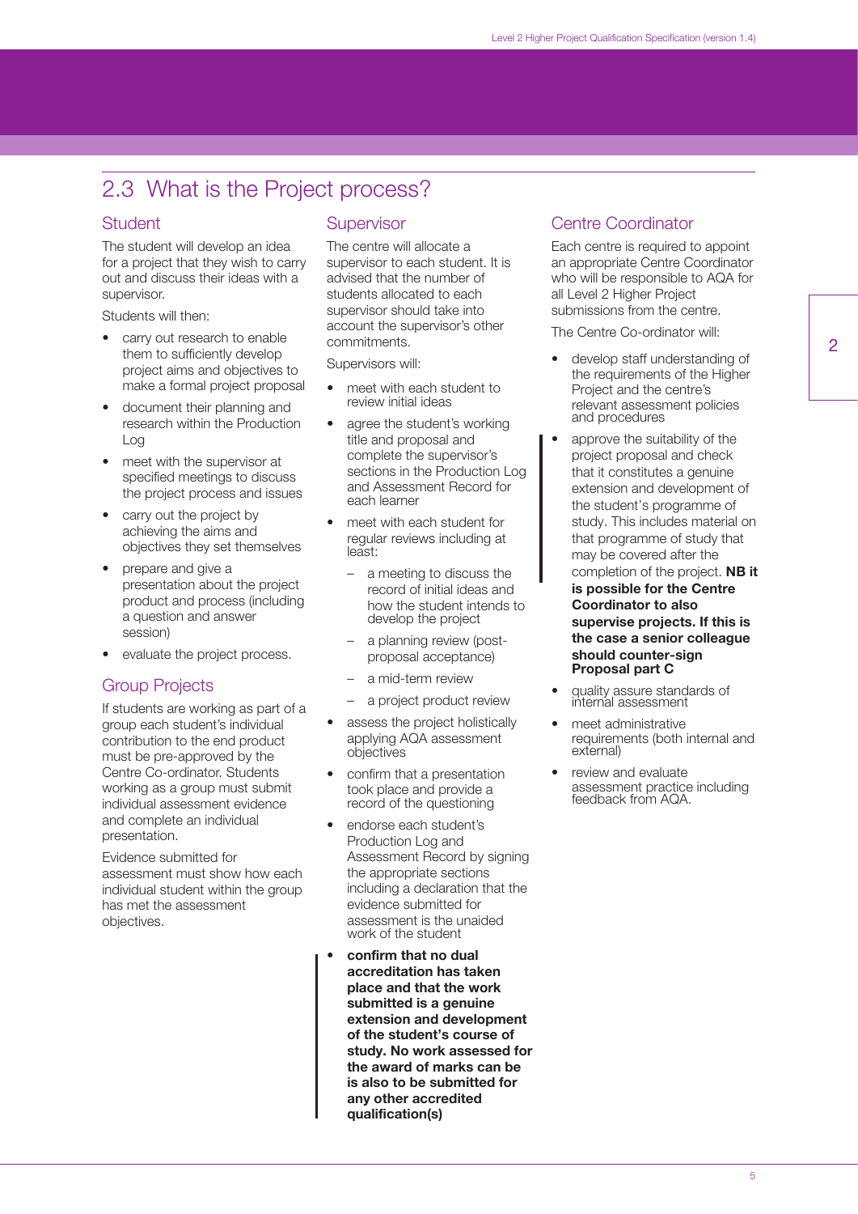## 2.3 What is the Project process?

### Student

The student will develop an idea for a project that they wish to carry out and discuss their ideas with a supervisor.

Students will then:

- carry out research to enable them to sufficiently develop project aims and objectives to make a formal project proposal
- document their planning and research within the Production Log
- meet with the supervisor at specified meetings to discuss the project process and issues
- carry out the project by achieving the aims and objectives they set themselves
- prepare and give a presentation about the project product and process (including a question and answer session)
- evaluate the project process.

### Group Projects

If students are working as part of a group each student's individual contribution to the end product must be pre-approved by the Centre Co-ordinator. Students working as a group must submit individual assessment evidence and complete an individual presentation.

Evidence submitted for assessment must show how each individual student within the group has met the assessment objectives.

### Supervisor

The centre will allocate a supervisor to each student. It is advised that the number of students allocated to each supervisor should take into account the supervisor's other commitments.

Supervisors will:

- meet with each student to review initial ideas
- agree the student's working title and proposal and complete the supervisor's sections in the Production Log and Assessment Record for each learner
- meet with each student for regular reviews including at least:
  - a meeting to discuss the record of initial ideas and how the student intends to develop the project
  - a planning review (post-proposal acceptance)
  - a mid-term review
  - a project product review
- assess the project holistically applying AQA assessment objectives
- confirm that a presentation took place and provide a record of the questioning
- endorse each student's Production Log and Assessment Record by signing the appropriate sections including a declaration that the evidence submitted for assessment is the unaided work of the student
- **confirm that no dual accreditation has taken place and that the work submitted is a genuine extension and development of the student's course of study. No work assessed for the award of marks can be is also to be submitted for any other accredited qualification(s)**

### Centre Coordinator

Each centre is required to appoint an appropriate Centre Coordinator who will be responsible to AQA for all Level 2 Higher Project submissions from the centre.

The Centre Co-ordinator will:

- develop staff understanding of the requirements of the Higher Project and the centre's relevant assessment policies and procedures
- approve the suitability of the project proposal and check that it constitutes a genuine extension and development of the student's programme of study. This includes material on that programme of study that may be covered after the completion of the project. **NB it is possible for the Centre Coordinator to also supervise projects. If this is the case a senior colleague should counter-sign Proposal part C**
- quality assure standards of internal assessment
- meet administrative requirements (both internal and external)
- review and evaluate assessment practice including feedback from AQA.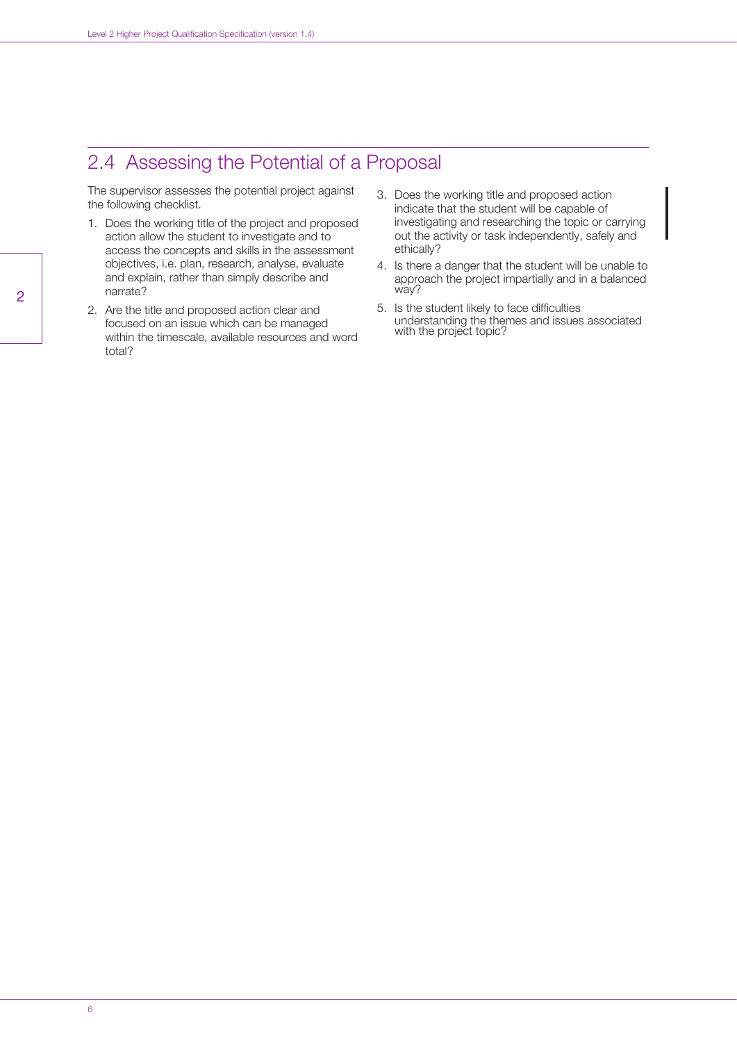## 2.4 Assessing the Potential of a Proposal

The supervisor assesses the potential project against the following checklist.

1. Does the working title of the project and proposed action allow the student to investigate and to access the concepts and skills in the assessment objectives, i.e. plan, research, analyse, evaluate and explain, rather than simply describe and narrate?
2. Are the title and proposed action clear and focused on an issue which can be managed within the timescale, available resources and word total?
3. Does the working title and proposed action indicate that the student will be capable of investigating and researching the topic or carrying out the activity or task independently, safely and ethically?
4. Is there a danger that the student will be unable to approach the project impartially and in a balanced way?
5. Is the student likely to face difficulties understanding the themes and issues associated with the project topic?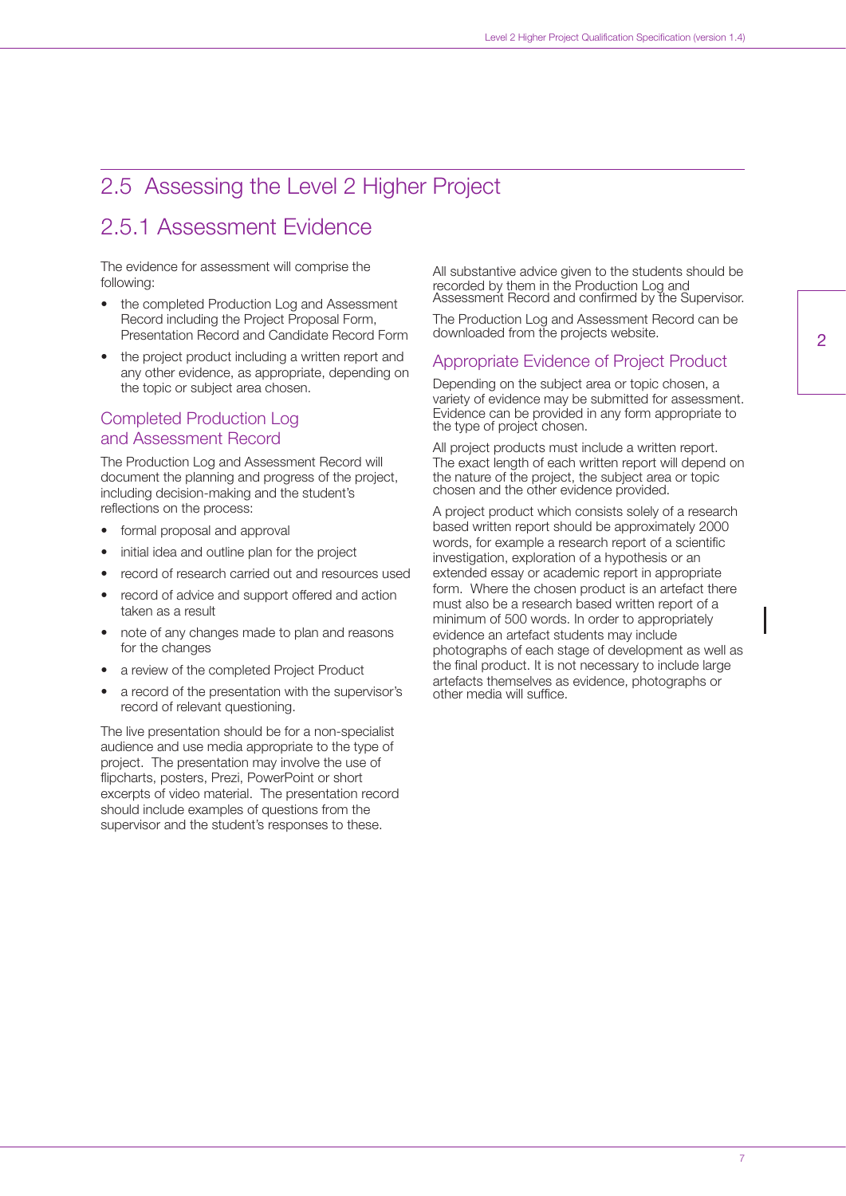## 2.5 Assessing the Level 2 Higher Project

### 2.5.1 Assessment Evidence

The evidence for assessment will comprise the following:

- the completed Production Log and Assessment Record including the Project Proposal Form, Presentation Record and Candidate Record Form
- the project product including a written report and any other evidence, as appropriate, depending on the topic or subject area chosen.

#### Completed Production Log and Assessment Record

The Production Log and Assessment Record will document the planning and progress of the project, including decision-making and the student's reflections on the process:

- formal proposal and approval
- initial idea and outline plan for the project
- record of research carried out and resources used
- record of advice and support offered and action taken as a result
- note of any changes made to plan and reasons for the changes
- a review of the completed Project Product
- a record of the presentation with the supervisor's record of relevant questioning.

The live presentation should be for a non-specialist audience and use media appropriate to the type of project. The presentation may involve the use of flipcharts, posters, Prezi, PowerPoint or short excerpts of video material. The presentation record should include examples of questions from the supervisor and the student's responses to these.

All substantive advice given to the students should be recorded by them in the Production Log and Assessment Record and confirmed by the Supervisor.

The Production Log and Assessment Record can be downloaded from the projects website.

#### Appropriate Evidence of Project Product

Depending on the subject area or topic chosen, a variety of evidence may be submitted for assessment. Evidence can be provided in any form appropriate to the type of project chosen.

All project products must include a written report. The exact length of each written report will depend on the nature of the project, the subject area or topic chosen and the other evidence provided.

A project product which consists solely of a research based written report should be approximately 2000 words, for example a research report of a scientific investigation, exploration of a hypothesis or an extended essay or academic report in appropriate form. Where the chosen product is an artefact there must also be a research based written report of a minimum of 500 words. In order to appropriately evidence an artefact students may include photographs of each stage of development as well as the final product. It is not necessary to include large artefacts themselves as evidence, photographs or other media will suffice.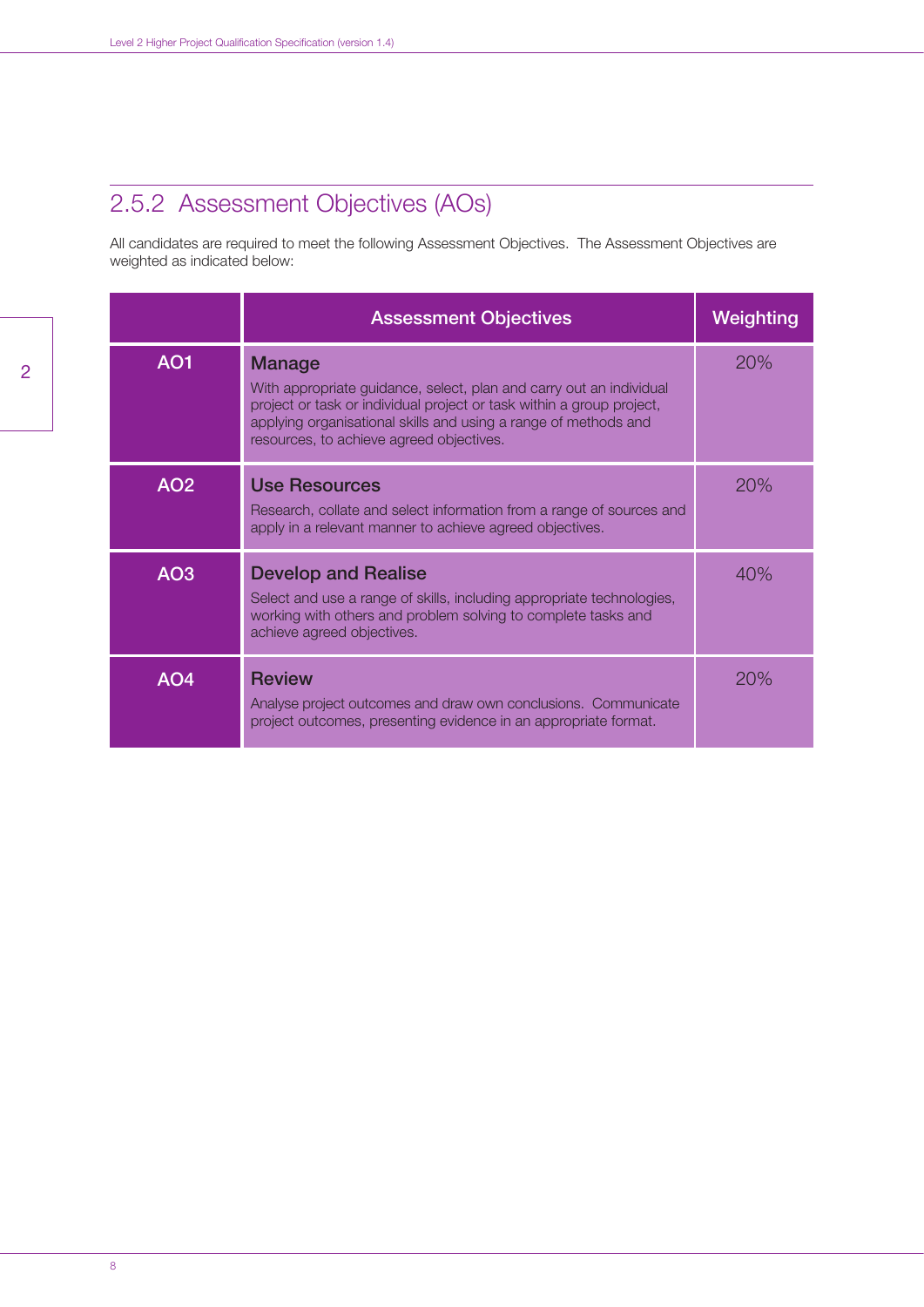## 2.5.2 Assessment Objectives (AOs)

All candidates are required to meet the following Assessment Objectives. The Assessment Objectives are weighted as indicated below:

| | Assessment Objectives | Weighting |
|---|---|---|
| AO1 | **Manage**<br>With appropriate guidance, select, plan and carry out an individual project or task or individual project or task within a group project, applying organisational skills and using a range of methods and resources, to achieve agreed objectives. | 20% |
| AO2 | **Use Resources**<br>Research, collate and select information from a range of sources and apply in a relevant manner to achieve agreed objectives. | 20% |
| AO3 | **Develop and Realise**<br>Select and use a range of skills, including appropriate technologies, working with others and problem solving to complete tasks and achieve agreed objectives. | 40% |
| AO4 | **Review**<br>Analyse project outcomes and draw own conclusions. Communicate project outcomes, presenting evidence in an appropriate format. | 20% |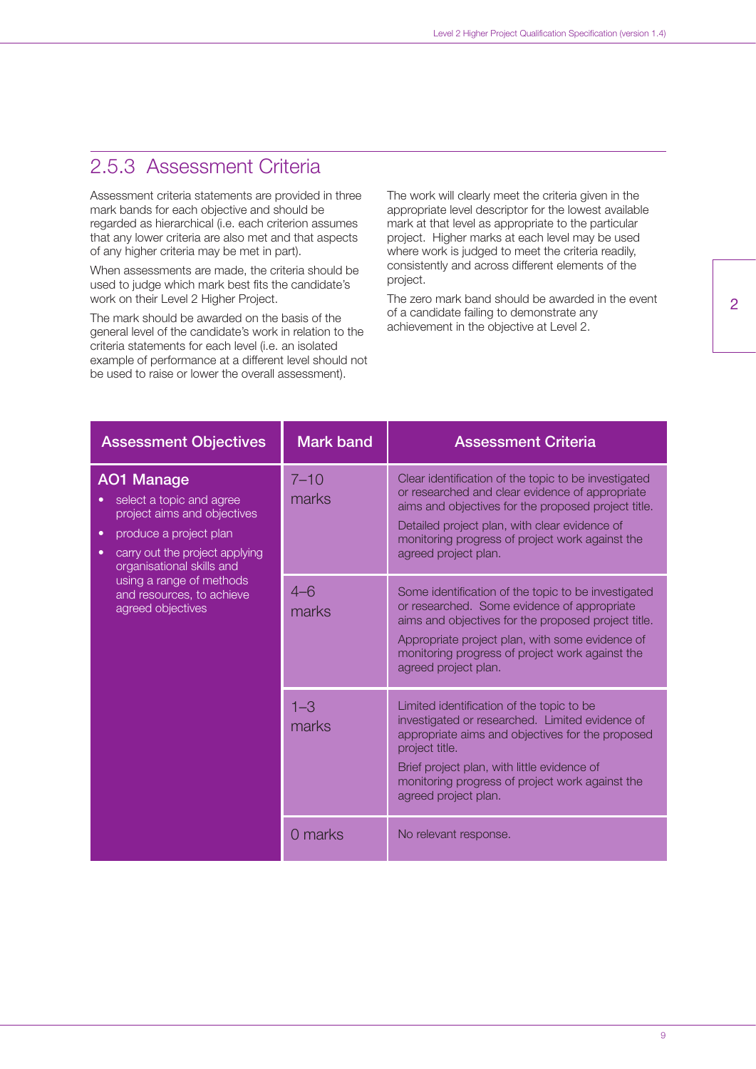## 2.5.3 Assessment Criteria

Assessment criteria statements are provided in three mark bands for each objective and should be regarded as hierarchical (i.e. each criterion assumes that any lower criteria are also met and that aspects of any higher criteria may be met in part).

When assessments are made, the criteria should be used to judge which mark best fits the candidate's work on their Level 2 Higher Project.

The mark should be awarded on the basis of the general level of the candidate's work in relation to the criteria statements for each level (i.e. an isolated example of performance at a different level should not be used to raise or lower the overall assessment).

The work will clearly meet the criteria given in the appropriate level descriptor for the lowest available mark at that level as appropriate to the particular project. Higher marks at each level may be used where work is judged to meet the criteria readily, consistently and across different elements of the project.

The zero mark band should be awarded in the event of a candidate failing to demonstrate any achievement in the objective at Level 2.

| Assessment Objectives | Mark band | Assessment Criteria |
|---|---|---|
| **AO1 Manage**<br>• select a topic and agree project aims and objectives<br>• produce a project plan<br>• carry out the project applying organisational skills and using a range of methods and resources, to achieve agreed objectives | 7–10 marks | Clear identification of the topic to be investigated or researched and clear evidence of appropriate aims and objectives for the proposed project title.<br>Detailed project plan, with clear evidence of monitoring progress of project work against the agreed project plan. |
| | 4–6 marks | Some identification of the topic to be investigated or researched. Some evidence of appropriate aims and objectives for the proposed project title.<br>Appropriate project plan, with some evidence of monitoring progress of project work against the agreed project plan. |
| | 1–3 marks | Limited identification of the topic to be investigated or researched. Limited evidence of appropriate aims and objectives for the proposed project title.<br>Brief project plan, with little evidence of monitoring progress of project work against the agreed project plan. |
| | 0 marks | No relevant response. |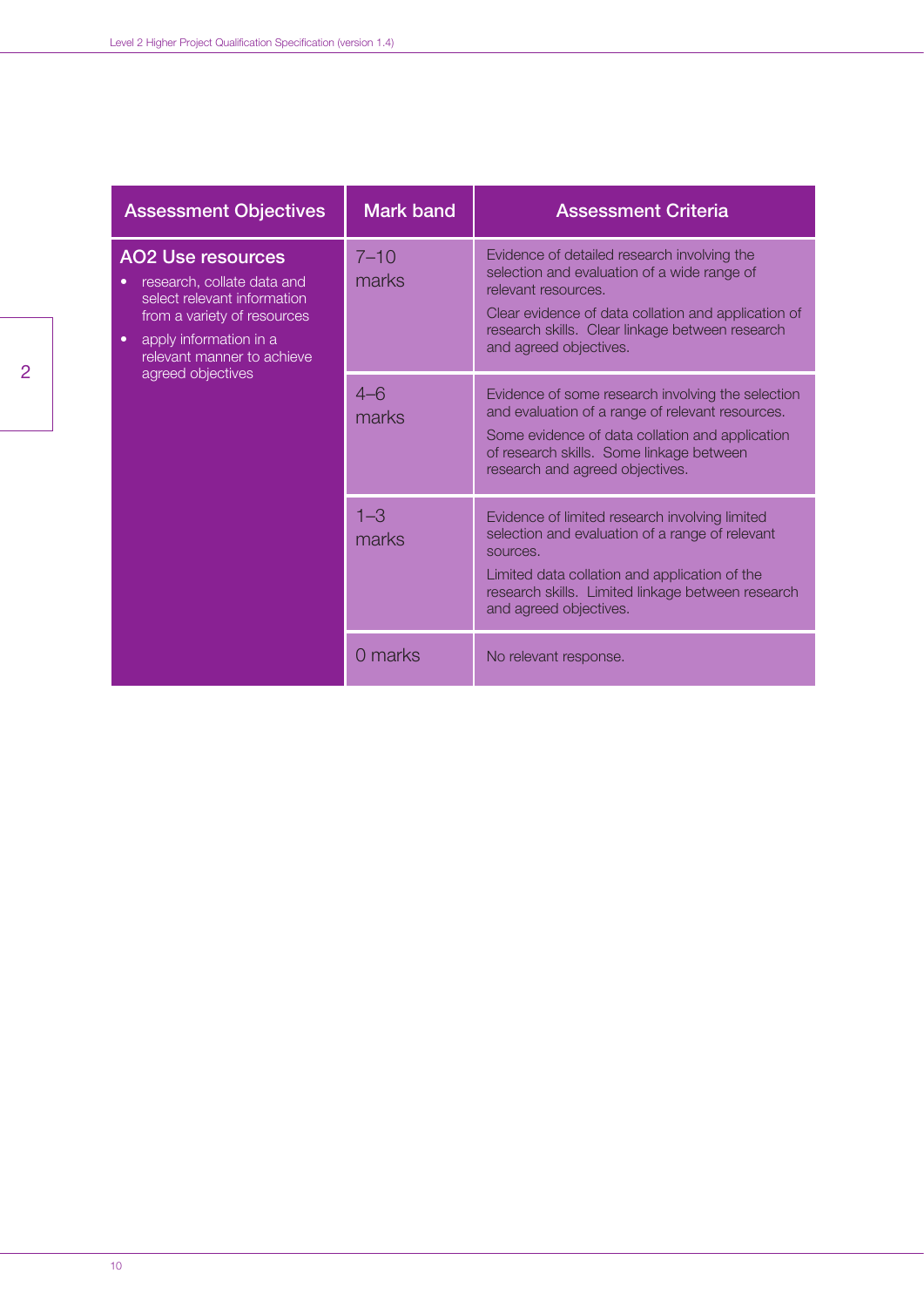| Assessment Objectives | Mark band | Assessment Criteria |
|---|---|---|
| **AO2 Use resources**<br>• research, collate data and select relevant information from a variety of resources<br>• apply information in a relevant manner to achieve agreed objectives | 7–10 marks | Evidence of detailed research involving the selection and evaluation of a wide range of relevant resources.<br>Clear evidence of data collation and application of research skills. Clear linkage between research and agreed objectives. |
| | 4–6 marks | Evidence of some research involving the selection and evaluation of a range of relevant resources.<br>Some evidence of data collation and application of research skills. Some linkage between research and agreed objectives. |
| | 1–3 marks | Evidence of limited research involving limited selection and evaluation of a range of relevant sources.<br>Limited data collation and application of the research skills. Limited linkage between research and agreed objectives. |
| | 0 marks | No relevant response. |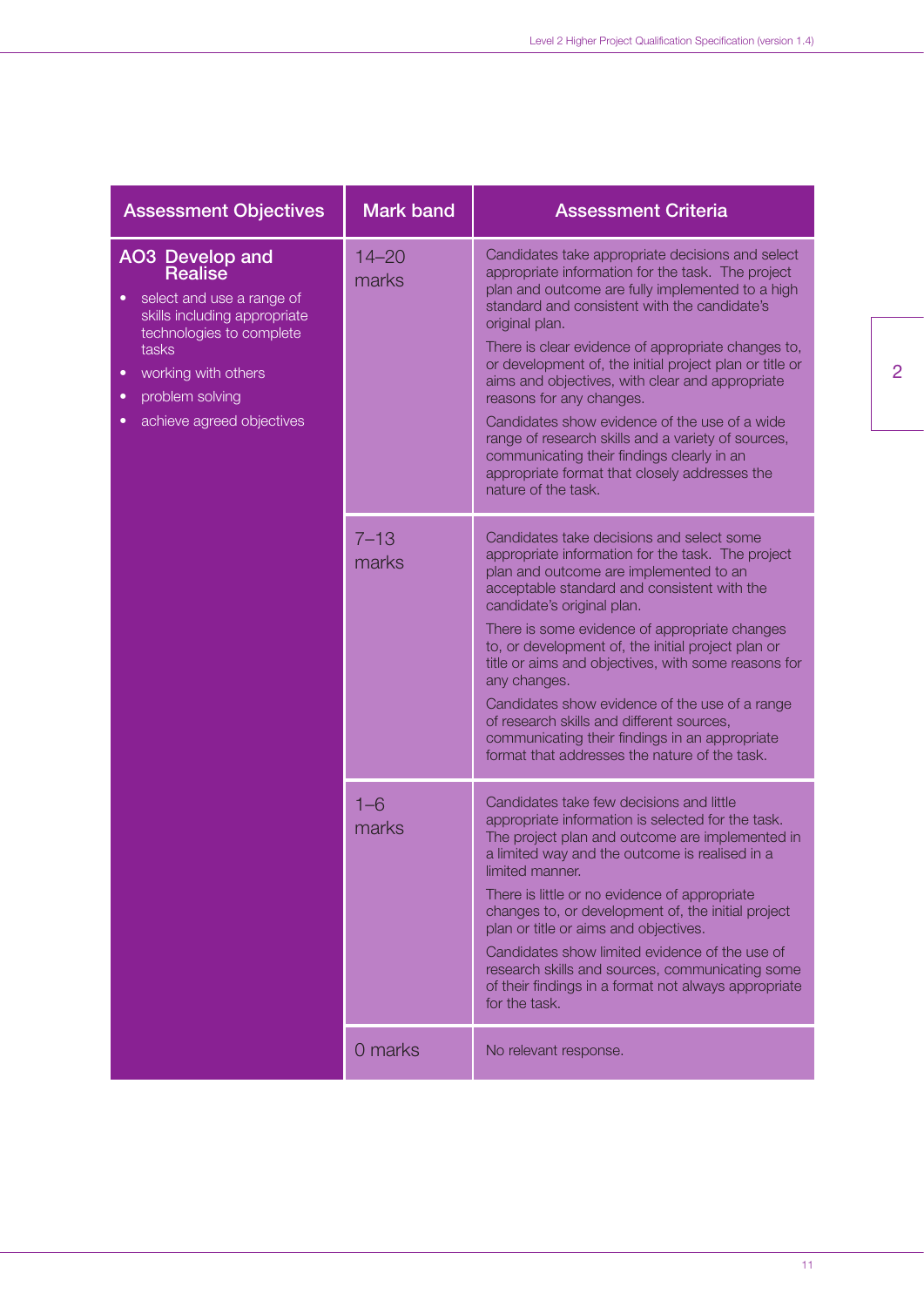| Assessment Objectives | Mark band | Assessment Criteria |
|---|---|---|
| **AO3 Develop and Realise**<br>• select and use a range of skills including appropriate technologies to complete tasks<br>• working with others<br>• problem solving<br>• achieve agreed objectives | 14–20 marks | Candidates take appropriate decisions and select appropriate information for the task. The project plan and outcome are fully implemented to a high standard and consistent with the candidate's original plan.<br>There is clear evidence of appropriate changes to, or development of, the initial project plan or title or aims and objectives, with clear and appropriate reasons for any changes.<br>Candidates show evidence of the use of a wide range of research skills and a variety of sources, communicating their findings clearly in an appropriate format that closely addresses the nature of the task. |
| | 7–13 marks | Candidates take decisions and select some appropriate information for the task. The project plan and outcome are implemented to an acceptable standard and consistent with the candidate's original plan.<br>There is some evidence of appropriate changes to, or development of, the initial project plan or title or aims and objectives, with some reasons for any changes.<br>Candidates show evidence of the use of a range of research skills and different sources, communicating their findings in an appropriate format that addresses the nature of the task. |
| | 1–6 marks | Candidates take few decisions and little appropriate information is selected for the task. The project plan and outcome are implemented in a limited way and the outcome is realised in a limited manner.<br>There is little or no evidence of appropriate changes to, or development of, the initial project plan or title or aims and objectives.<br>Candidates show limited evidence of the use of research skills and sources, communicating some of their findings in a format not always appropriate for the task. |
| | 0 marks | No relevant response. |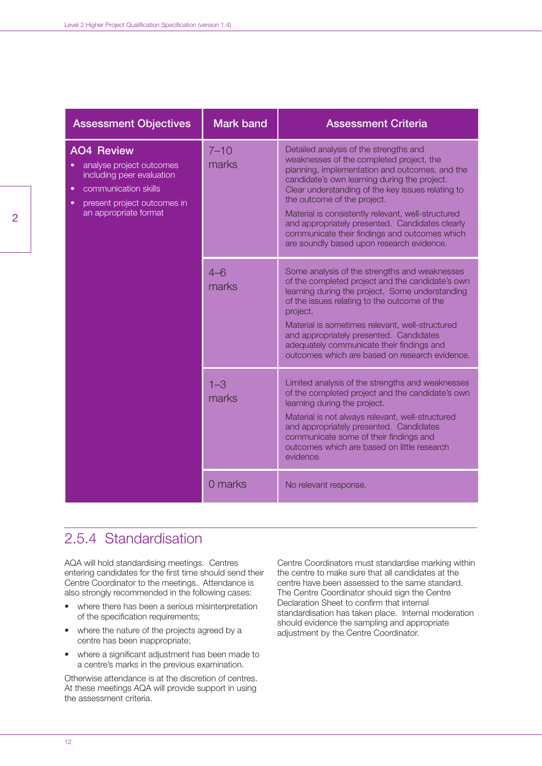| Assessment Objectives | Mark band | Assessment Criteria |
|---|---|---|
| **AO4 Review**<br>• analyse project outcomes including peer evaluation<br>• communication skills<br>• present project outcomes in an appropriate format | 7–10 marks | Detailed analysis of the strengths and weaknesses of the completed project, the planning, implementation and outcomes, and the candidate's own learning during the project. Clear understanding of the key issues relating to the outcome of the project.<br>Material is consistently relevant, well-structured and appropriately presented. Candidates clearly communicate their findings and outcomes which are soundly based upon research evidence. |
| | 4–6 marks | Some analysis of the strengths and weaknesses of the completed project and the candidate's own learning during the project. Some understanding of the issues relating to the outcome of the project.<br>Material is sometimes relevant, well-structured and appropriately presented. Candidates adequately communicate their findings and outcomes which are based on research evidence. |
| | 1–3 marks | Limited analysis of the strengths and weaknesses of the completed project and the candidate's own learning during the project.<br>Material is not always relevant, well-structured and appropriately presented. Candidates communicate some of their findings and outcomes which are based on little research evidence. |
| | 0 marks | No relevant response. |

## 2.5.4 Standardisation

AQA will hold standardising meetings. Centres entering candidates for the first time should send their Centre Coordinator to the meetings. Attendance is also strongly recommended in the following cases:

- where there has been a serious misinterpretation of the specification requirements;
- where the nature of the projects agreed by a centre has been inappropriate;
- where a significant adjustment has been made to a centre's marks in the previous examination.

Otherwise attendance is at the discretion of centres. At these meetings AQA will provide support in using the assessment criteria.

Centre Coordinators must standardise marking within the centre to make sure that all candidates at the centre have been assessed to the same standard. The Centre Coordinator should sign the Centre Declaration Sheet to confirm that internal standardisation has taken place. Internal moderation should evidence the sampling and appropriate adjustment by the Centre Coordinator.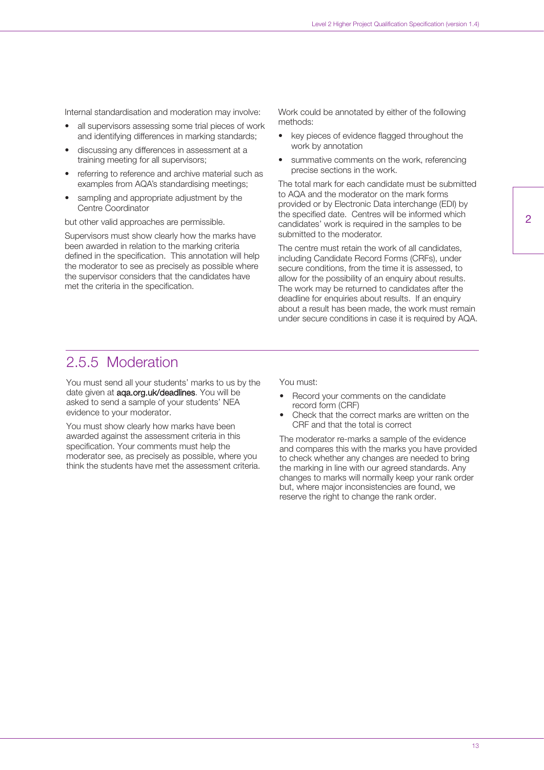Internal standardisation and moderation may involve:

- all supervisors assessing some trial pieces of work and identifying differences in marking standards;
- discussing any differences in assessment at a training meeting for all supervisors;
- referring to reference and archive material such as examples from AQA's standardising meetings;
- sampling and appropriate adjustment by the Centre Coordinator

but other valid approaches are permissible.

Supervisors must show clearly how the marks have been awarded in relation to the marking criteria defined in the specification. This annotation will help the moderator to see as precisely as possible where the supervisor considers that the candidates have met the criteria in the specification.

Work could be annotated by either of the following methods:

- key pieces of evidence flagged throughout the work by annotation
- summative comments on the work, referencing precise sections in the work.

The total mark for each candidate must be submitted to AQA and the moderator on the mark forms provided or by Electronic Data interchange (EDI) by the specified date. Centres will be informed which candidates' work is required in the samples to be submitted to the moderator.

The centre must retain the work of all candidates, including Candidate Record Forms (CRFs), under secure conditions, from the time it is assessed, to allow for the possibility of an enquiry about results. The work may be returned to candidates after the deadline for enquiries about results. If an enquiry about a result has been made, the work must remain under secure conditions in case it is required by AQA.

## 2.5.5 Moderation

You must send all your students' marks to us by the date given at **aqa.org.uk/deadlines**. You will be asked to send a sample of your students' NEA evidence to your moderator.

You must show clearly how marks have been awarded against the assessment criteria in this specification. Your comments must help the moderator see, as precisely as possible, where you think the students have met the assessment criteria.

You must:

- Record your comments on the candidate record form (CRF)
- Check that the correct marks are written on the CRF and that the total is correct

The moderator re-marks a sample of the evidence and compares this with the marks you have provided to check whether any changes are needed to bring the marking in line with our agreed standards. Any changes to marks will normally keep your rank order but, where major inconsistencies are found, we reserve the right to change the rank order.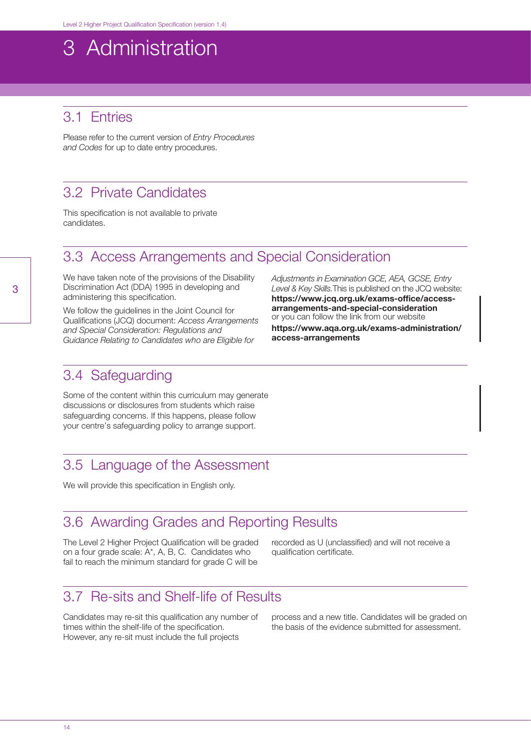# 3 Administration

## 3.1 Entries

Please refer to the current version of *Entry Procedures and Codes* for up to date entry procedures.

## 3.2 Private Candidates

This specification is not available to private candidates.

## 3.3 Access Arrangements and Special Consideration

We have taken note of the provisions of the Disability Discrimination Act (DDA) 1995 in developing and administering this specification.

We follow the guidelines in the Joint Council for Qualifications (JCQ) document: *Access Arrangements and Special Consideration: Regulations and Guidance Relating to Candidates who are Eligible for Adjustments in Examination GCE, AEA, GCSE, Entry Level & Key Skills.* This is published on the JCQ website: **https://www.jcq.org.uk/exams-office/access-arrangements-and-special-consideration**
or you can follow the link from our website
**https://www.aqa.org.uk/exams-administration/access-arrangements**

## 3.4 Safeguarding

Some of the content within this curriculum may generate discussions or disclosures from students which raise safeguarding concerns. If this happens, please follow your centre's safeguarding policy to arrange support.

## 3.5 Language of the Assessment

We will provide this specification in English only.

## 3.6 Awarding Grades and Reporting Results

The Level 2 Higher Project Qualification will be graded on a four grade scale: A*, A, B, C. Candidates who fail to reach the minimum standard for grade C will be recorded as U (unclassified) and will not receive a qualification certificate.

## 3.7 Re-sits and Shelf-life of Results

Candidates may re-sit this qualification any number of times within the shelf-life of the specification. However, any re-sit must include the full projects process and a new title. Candidates will be graded on the basis of the evidence submitted for assessment.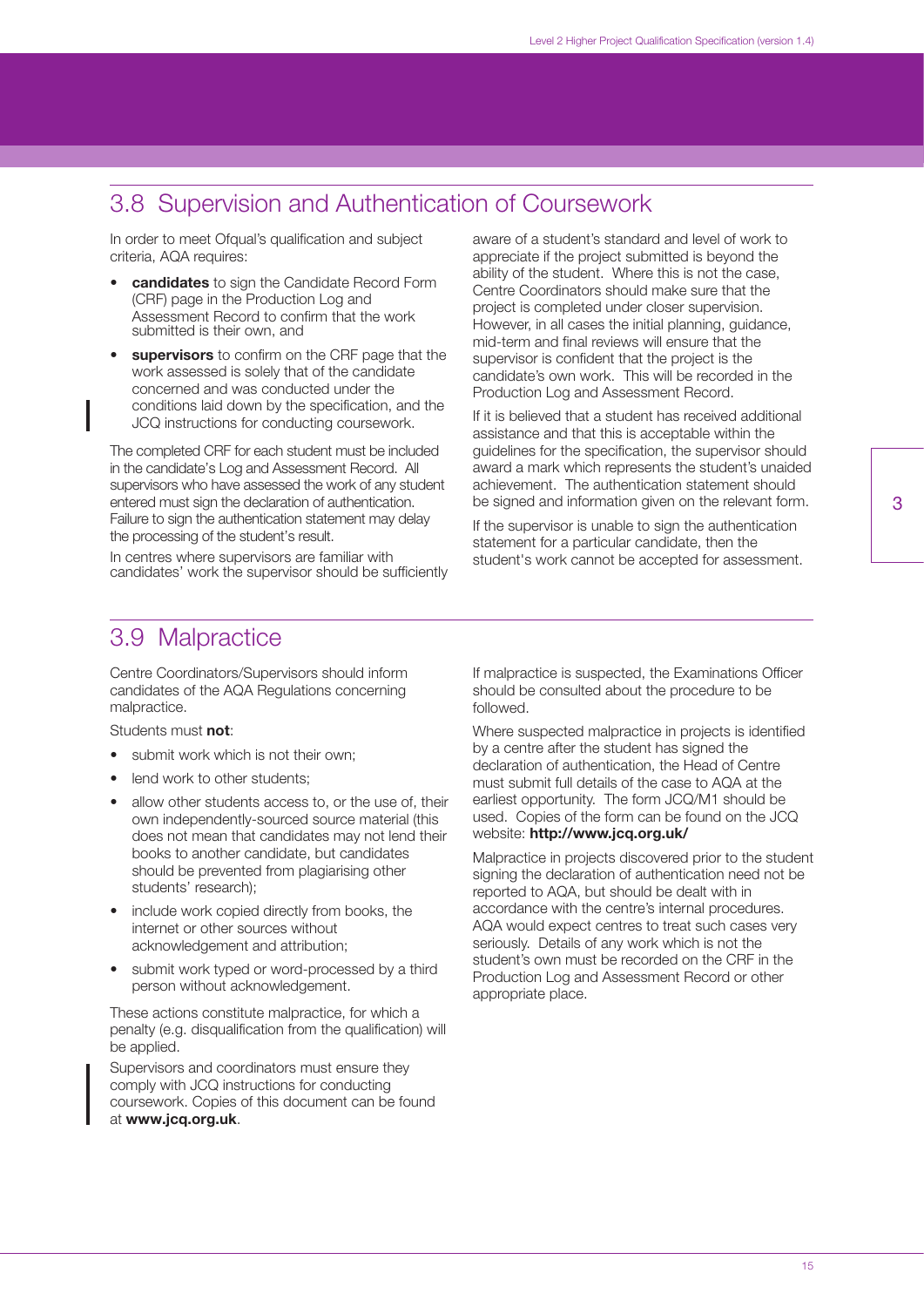## 3.8 Supervision and Authentication of Coursework

In order to meet Ofqual's qualification and subject criteria, AQA requires:

- **candidates** to sign the Candidate Record Form (CRF) page in the Production Log and Assessment Record to confirm that the work submitted is their own, and
- **supervisors** to confirm on the CRF page that the work assessed is solely that of the candidate concerned and was conducted under the conditions laid down by the specification, and the JCQ instructions for conducting coursework.

The completed CRF for each student must be included in the candidate's Log and Assessment Record. All supervisors who have assessed the work of any student entered must sign the declaration of authentication. Failure to sign the authentication statement may delay the processing of the student's result.

In centres where supervisors are familiar with candidates' work the supervisor should be sufficiently aware of a student's standard and level of work to appreciate if the project submitted is beyond the ability of the student. Where this is not the case, Centre Coordinators should make sure that the project is completed under closer supervision. However, in all cases the initial planning, guidance, mid-term and final reviews will ensure that the supervisor is confident that the project is the candidate's own work. This will be recorded in the Production Log and Assessment Record.

If it is believed that a student has received additional assistance and that this is acceptable within the guidelines for the specification, the supervisor should award a mark which represents the student's unaided achievement. The authentication statement should be signed and information given on the relevant form.

If the supervisor is unable to sign the authentication statement for a particular candidate, then the student's work cannot be accepted for assessment.

## 3.9 Malpractice

Centre Coordinators/Supervisors should inform candidates of the AQA Regulations concerning malpractice.

Students must **not**:

- submit work which is not their own;
- lend work to other students;
- allow other students access to, or the use of, their own independently-sourced source material (this does not mean that candidates may not lend their books to another candidate, but candidates should be prevented from plagiarising other students' research);
- include work copied directly from books, the internet or other sources without acknowledgement and attribution;
- submit work typed or word-processed by a third person without acknowledgement.

These actions constitute malpractice, for which a penalty (e.g. disqualification from the qualification) will be applied.

Supervisors and coordinators must ensure they comply with JCQ instructions for conducting coursework. Copies of this document can be found at **www.jcq.org.uk**.

If malpractice is suspected, the Examinations Officer should be consulted about the procedure to be followed.

Where suspected malpractice in projects is identified by a centre after the student has signed the declaration of authentication, the Head of Centre must submit full details of the case to AQA at the earliest opportunity. The form JCQ/M1 should be used. Copies of the form can be found on the JCQ website: **http://www.jcq.org.uk/**

Malpractice in projects discovered prior to the student signing the declaration of authentication need not be reported to AQA, but should be dealt with in accordance with the centre's internal procedures. AQA would expect centres to treat such cases very seriously. Details of any work which is not the student's own must be recorded on the CRF in the Production Log and Assessment Record or other appropriate place.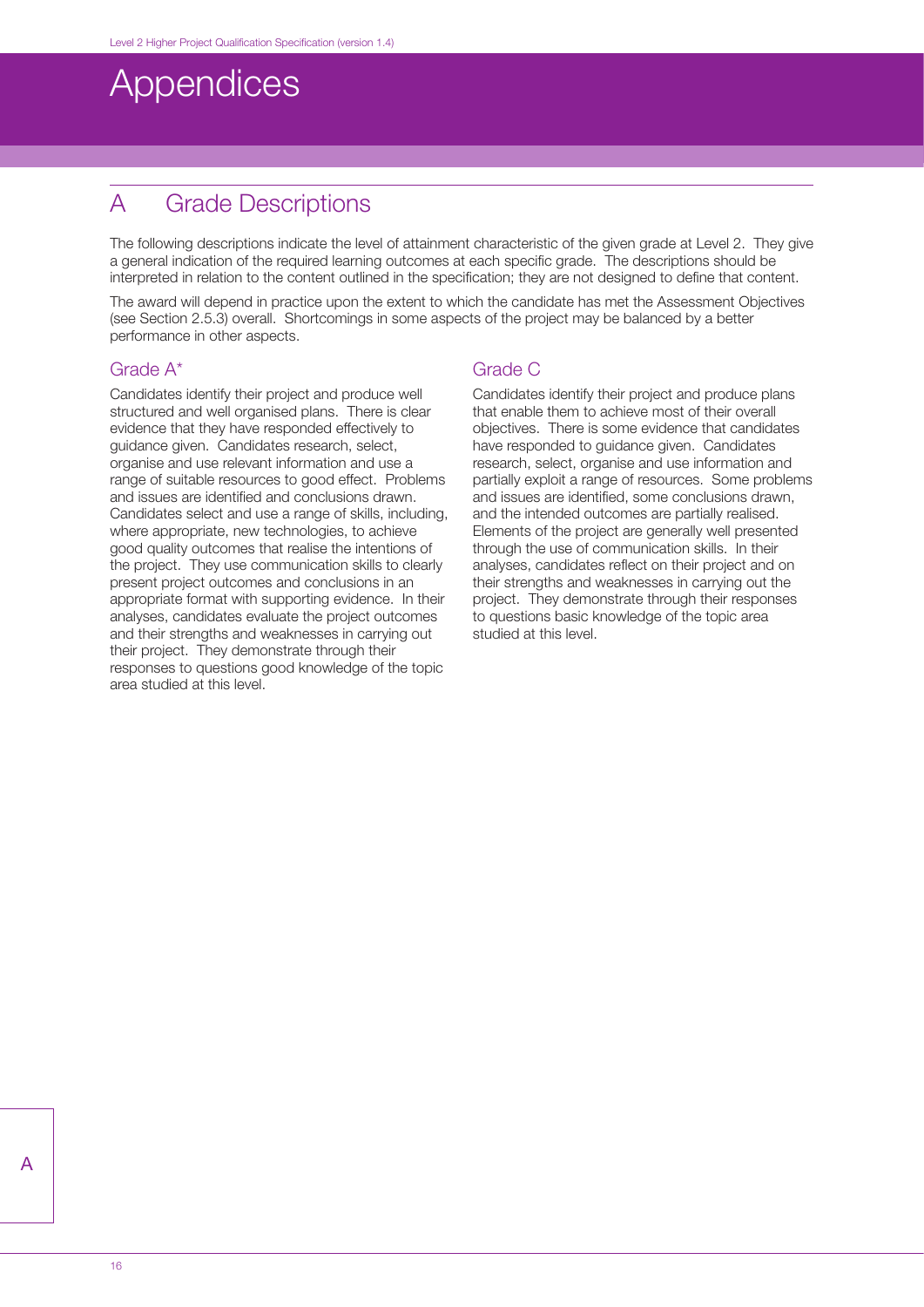# Appendices

## A Grade Descriptions

The following descriptions indicate the level of attainment characteristic of the given grade at Level 2. They give a general indication of the required learning outcomes at each specific grade. The descriptions should be interpreted in relation to the content outlined in the specification; they are not designed to define that content.

The award will depend in practice upon the extent to which the candidate has met the Assessment Objectives (see Section 2.5.3) overall. Shortcomings in some aspects of the project may be balanced by a better performance in other aspects.

### Grade A*

Candidates identify their project and produce well structured and well organised plans. There is clear evidence that they have responded effectively to guidance given. Candidates research, select, organise and use relevant information and use a range of suitable resources to good effect. Problems and issues are identified and conclusions drawn. Candidates select and use a range of skills, including, where appropriate, new technologies, to achieve good quality outcomes that realise the intentions of the project. They use communication skills to clearly present project outcomes and conclusions in an appropriate format with supporting evidence. In their analyses, candidates evaluate the project outcomes and their strengths and weaknesses in carrying out their project. They demonstrate through their responses to questions good knowledge of the topic area studied at this level.

### Grade C

Candidates identify their project and produce plans that enable them to achieve most of their overall objectives. There is some evidence that candidates have responded to guidance given. Candidates research, select, organise and use information and partially exploit a range of resources. Some problems and issues are identified, some conclusions drawn, and the intended outcomes are partially realised. Elements of the project are generally well presented through the use of communication skills. In their analyses, candidates reflect on their project and on their strengths and weaknesses in carrying out the project. They demonstrate through their responses to questions basic knowledge of the topic area studied at this level.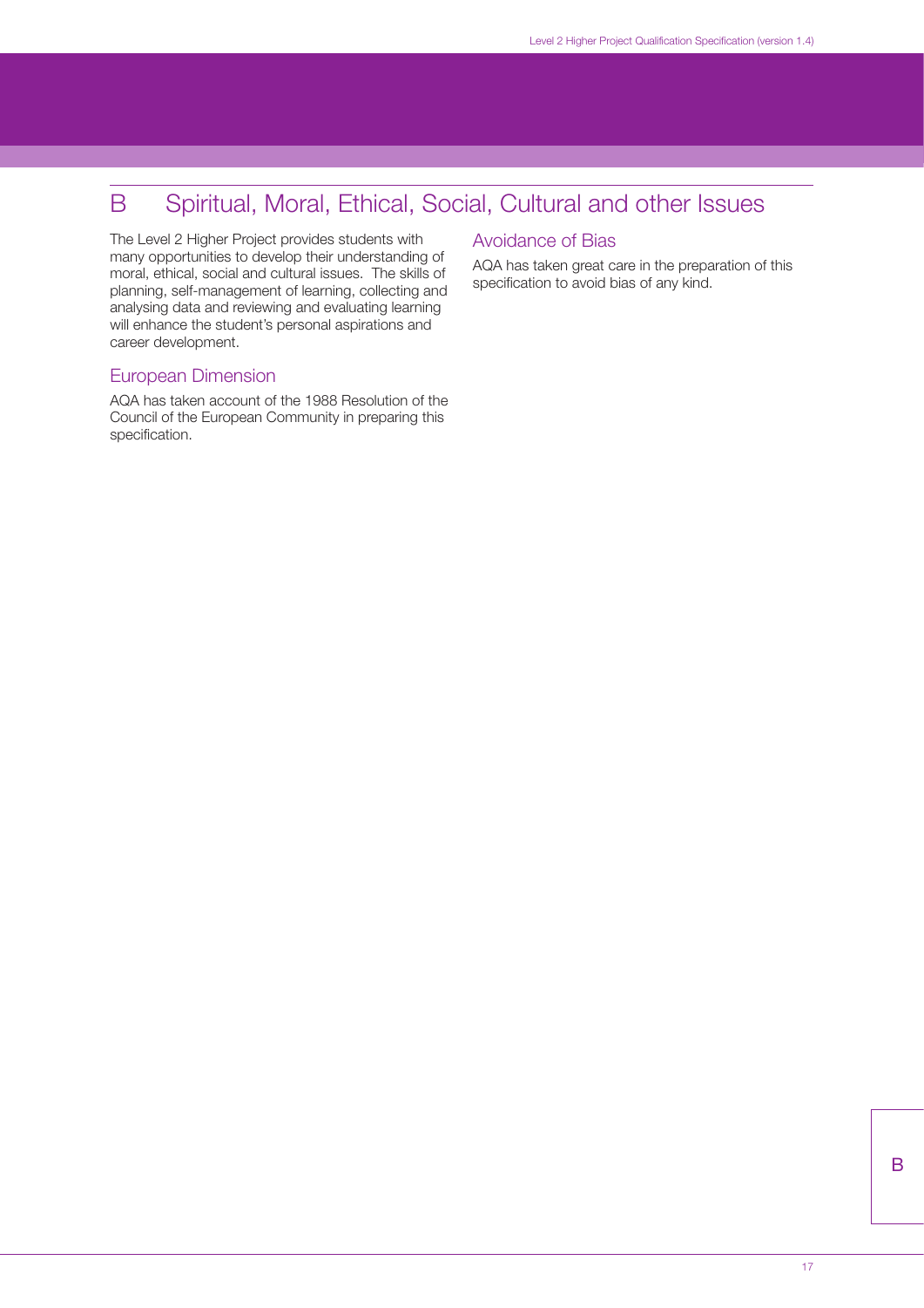# B Spiritual, Moral, Ethical, Social, Cultural and other Issues

The Level 2 Higher Project provides students with many opportunities to develop their understanding of moral, ethical, social and cultural issues. The skills of planning, self-management of learning, collecting and analysing data and reviewing and evaluating learning will enhance the student's personal aspirations and career development.

## European Dimension

AQA has taken account of the 1988 Resolution of the Council of the European Community in preparing this specification.

## Avoidance of Bias

AQA has taken great care in the preparation of this specification to avoid bias of any kind.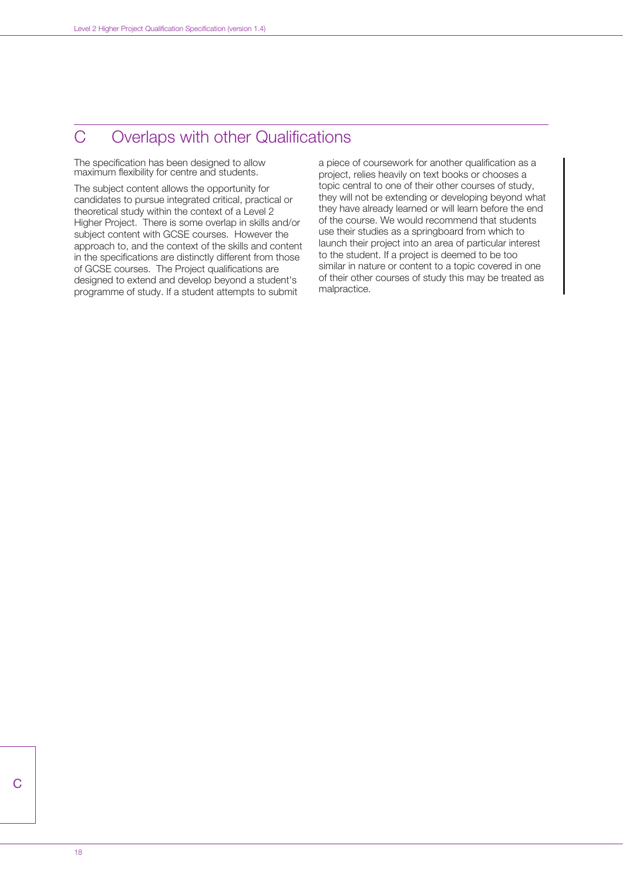# C Overlaps with other Qualifications

The specification has been designed to allow maximum flexibility for centre and students.

The subject content allows the opportunity for candidates to pursue integrated critical, practical or theoretical study within the context of a Level 2 Higher Project. There is some overlap in skills and/or subject content with GCSE courses. However the approach to, and the context of the skills and content in the specifications are distinctly different from those of GCSE courses. The Project qualifications are designed to extend and develop beyond a student's programme of study. If a student attempts to submit a piece of coursework for another qualification as a project, relies heavily on text books or chooses a topic central to one of their other courses of study, they will not be extending or developing beyond what they have already learned or will learn before the end of the course. We would recommend that students use their studies as a springboard from which to launch their project into an area of particular interest to the student. If a project is deemed to be too similar in nature or content to a topic covered in one of their other courses of study this may be treated as malpractice.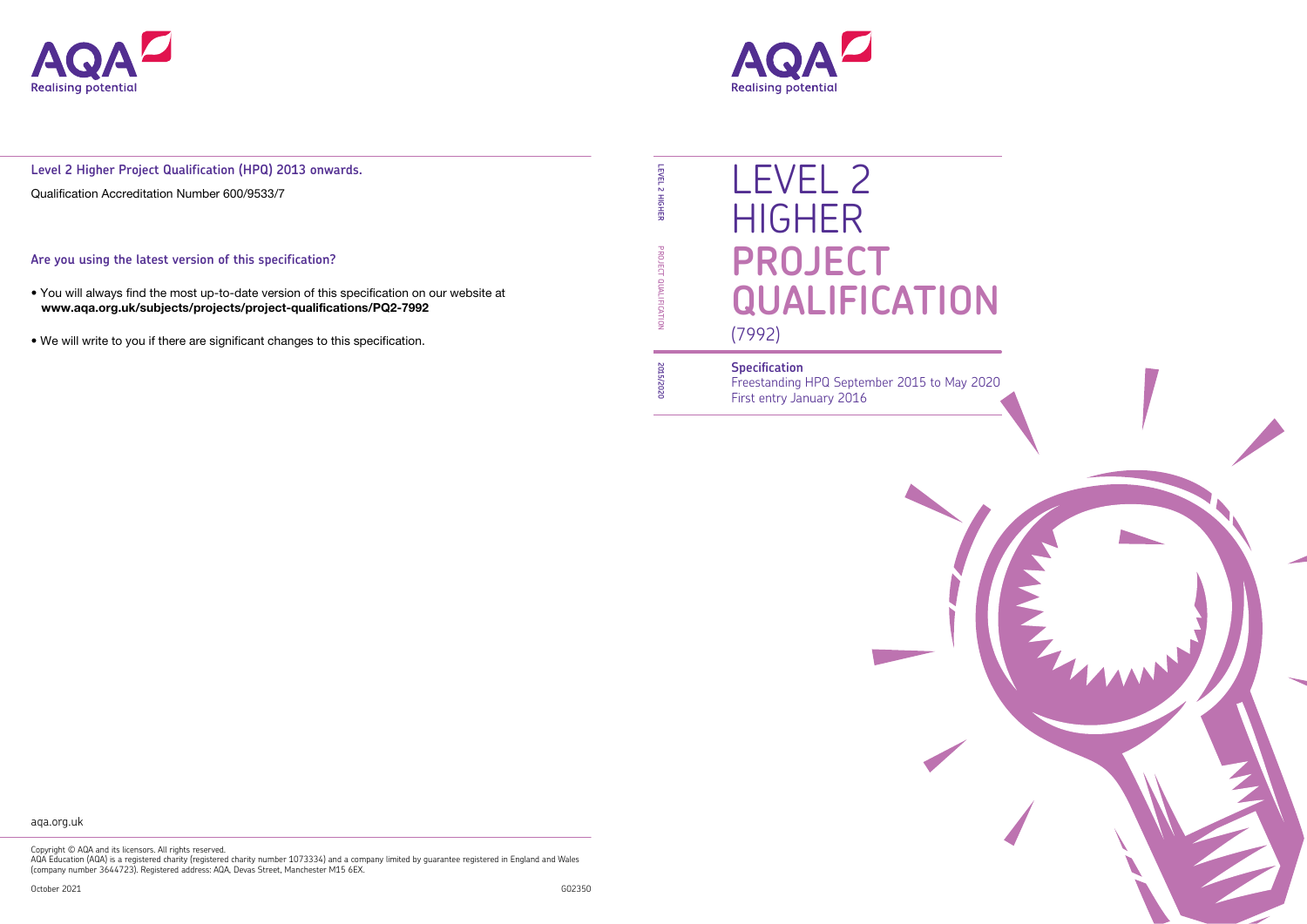AQA Realising potential

**Level 2 Higher Project Qualification (HPQ) 2013 onwards.**

Qualification Accreditation Number 600/9533/7

**Are you using the latest version of this specification?**

- You will always find the most up-to-date version of this specification on our website at **www.aqa.org.uk/subjects/projects/project-qualifications/PQ2-7992**
- We will write to you if there are significant changes to this specification.

aqa.org.uk

Copyright © AQA and its licensors. All rights reserved.
AQA Education (AQA) is a registered charity (registered charity number 1073334) and a company limited by guarantee registered in England and Wales (company number 3644723). Registered address: AQA, Devas Street, Manchester M15 6EX.

October 2021 G02350

LEVEL 2 HIGHER PROJECT QUALIFICATION 2015/2020

AQA Realising potential

# LEVEL 2 HIGHER PROJECT QUALIFICATION

(7992)

**Specification**

Freestanding HPQ September 2015 to May 2020

First entry January 2016